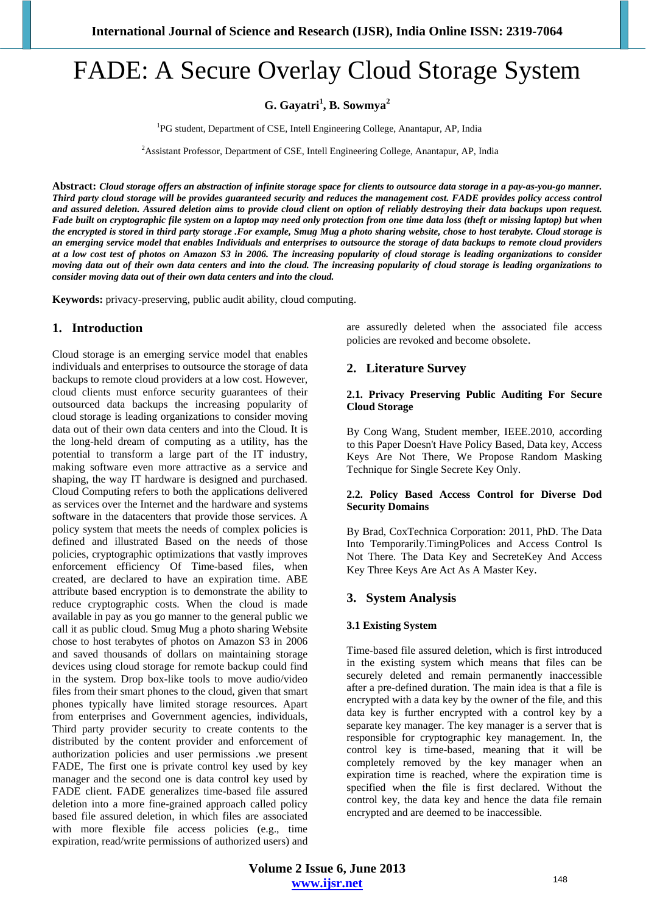// FADE: A Secure Overlay Cloud Storage System

**G. Gayatri[1], B. Sowmya[2]**

[1]PG student, Department of CSE, Intell Engineering College, Anantapur, AP, India

[2]Assistant Professor, Department of CSE, Intell Engineering College, Anantapur, AP, India

**Abstract:** ***Cloud storage offers an abstraction of infinite storage space for clients to outsource data storage in a pay-as-you-go manner. Third party cloud storage will be provides guaranteed security and reduces the management cost. FADE provides policy access control and assured deletion. Assured deletion aims to provide cloud client on option of reliably destroying their data backups upon request. Fade built on cryptographic file system on a laptop may need only protection from one time data loss (theft or missing laptop) but when the encrypted is stored in third party storage .For example, Smug Mug a photo sharing website, chose to host terabyte. Cloud storage is an emerging service model that enables Individuals and enterprises to outsource the storage of data backups to remote cloud providers at a low cost test of photos on Amazon S3 in 2006. The increasing popularity of cloud storage is leading organizations to consider moving data out of their own data centers and into the cloud. The increasing popularity of cloud storage is leading organizations to consider moving data out of their own data centers and into the cloud.***

**Keywords:** privacy-preserving, public audit ability, cloud computing.

## 1. Introduction

Cloud storage is an emerging service model that enables individuals and enterprises to outsource the storage of data backups to remote cloud providers at a low cost. However, cloud clients must enforce security guarantees of their outsourced data backups the increasing popularity of cloud storage is leading organizations to consider moving data out of their own data centers and into the Cloud. It is the long-held dream of computing as a utility, has the potential to transform a large part of the IT industry, making software even more attractive as a service and shaping, the way IT hardware is designed and purchased. Cloud Computing refers to both the applications delivered as services over the Internet and the hardware and systems software in the datacenters that provide those services. A policy system that meets the needs of complex policies is defined and illustrated Based on the needs of those policies, cryptographic optimizations that vastly improves enforcement efficiency Of Time-based files, when created, are declared to have an expiration time. ABE attribute based encryption is to demonstrate the ability to reduce cryptographic costs. When the cloud is made available in pay as you go manner to the general public we call it as public cloud. Smug Mug a photo sharing Website chose to host terabytes of photos on Amazon S3 in 2006 and saved thousands of dollars on maintaining storage devices using cloud storage for remote backup could find in the system. Drop box-like tools to move audio/video files from their smart phones to the cloud, given that smart phones typically have limited storage resources. Apart from enterprises and Government agencies, individuals, Third party provider security to create contents to the distributed by the content provider and enforcement of authorization policies and user permissions .we present FADE, The first one is private control key used by key manager and the second one is data control key used by FADE client. FADE generalizes time-based file assured deletion into a more fine-grained approach called policy based file assured deletion, in which files are associated with more flexible file access policies (e.g., time expiration, read/write permissions of authorized users) and are assuredly deleted when the associated file access policies are revoked and become obsolete.

## 2. Literature Survey

### 2.1. Privacy Preserving Public Auditing For Secure Cloud Storage

By Cong Wang, Student member, IEEE.2010, according to this Paper Doesn't Have Policy Based, Data key, Access Keys Are Not There, We Propose Random Masking Technique for Single Secrete Key Only.

### 2.2. Policy Based Access Control for Diverse Dod Security Domains

By Brad, CoxTechnica Corporation: 2011, PhD. The Data Into Temporarily.TimingPolices and Access Control Is Not There. The Data Key and SecreteKey And Access Key Three Keys Are Act As A Master Key.

## 3. System Analysis

### 3.1 Existing System

Time-based file assured deletion, which is first introduced in the existing system which means that files can be securely deleted and remain permanently inaccessible after a pre-defined duration. The main idea is that a file is encrypted with a data key by the owner of the file, and this data key is further encrypted with a control key by a separate key manager. The key manager is a server that is responsible for cryptographic key management. In, the control key is time-based, meaning that it will be completely removed by the key manager when an expiration time is reached, where the expiration time is specified when the file is first declared. Without the control key, the data key and hence the data file remain encrypted and are deemed to be inaccessible.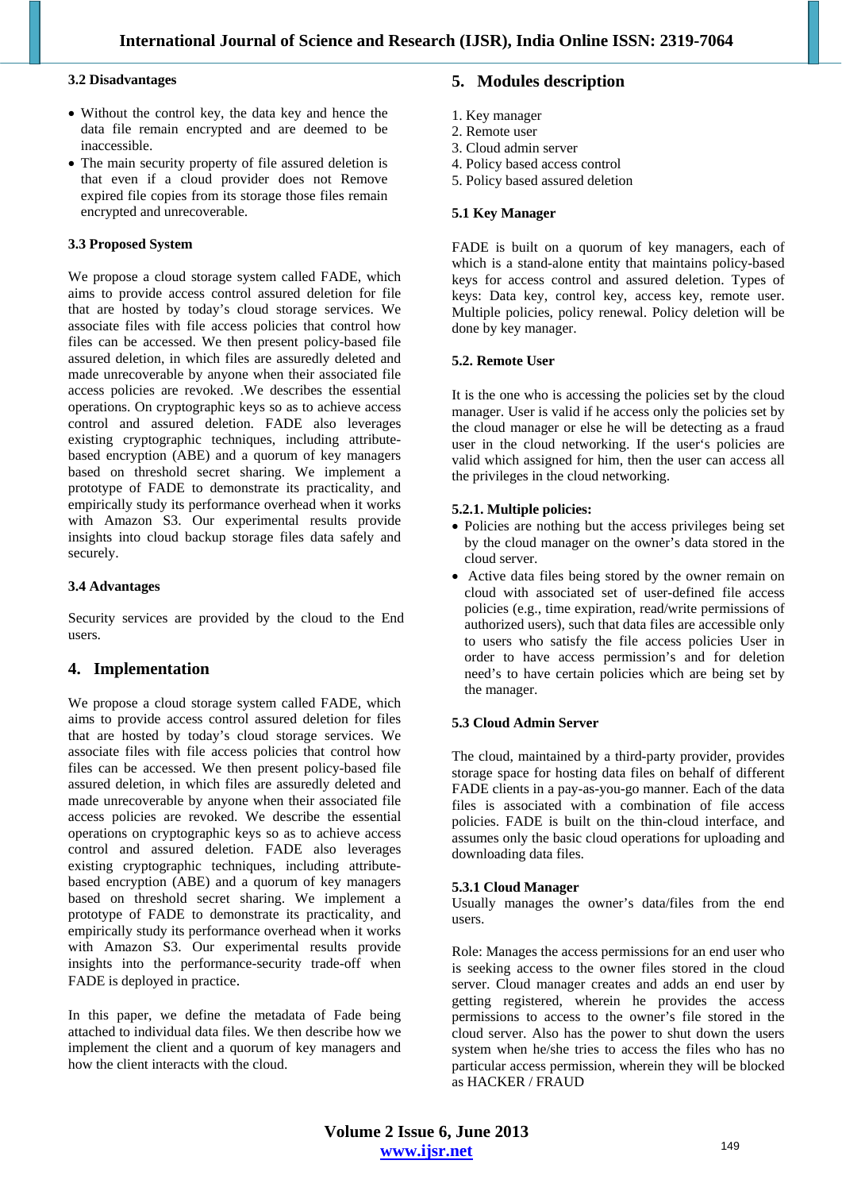### 3.2 Disadvantages

- Without the control key, the data key and hence the data file remain encrypted and are deemed to be inaccessible.
- The main security property of file assured deletion is that even if a cloud provider does not Remove expired file copies from its storage those files remain encrypted and unrecoverable.

### 3.3 Proposed System

We propose a cloud storage system called FADE, which aims to provide access control assured deletion for file that are hosted by today's cloud storage services. We associate files with file access policies that control how files can be accessed. We then present policy-based file assured deletion, in which files are assuredly deleted and made unrecoverable by anyone when their associated file access policies are revoked. .We describes the essential operations. On cryptographic keys so as to achieve access control and assured deletion. FADE also leverages existing cryptographic techniques, including attribute-based encryption (ABE) and a quorum of key managers based on threshold secret sharing. We implement a prototype of FADE to demonstrate its practicality, and empirically study its performance overhead when it works with Amazon S3. Our experimental results provide insights into cloud backup storage files data safely and securely.

### 3.4 Advantages

Security services are provided by the cloud to the End users.

## 4. Implementation

We propose a cloud storage system called FADE, which aims to provide access control assured deletion for files that are hosted by today's cloud storage services. We associate files with file access policies that control how files can be accessed. We then present policy-based file assured deletion, in which files are assuredly deleted and made unrecoverable by anyone when their associated file access policies are revoked. We describe the essential operations on cryptographic keys so as to achieve access control and assured deletion. FADE also leverages existing cryptographic techniques, including attribute-based encryption (ABE) and a quorum of key managers based on threshold secret sharing. We implement a prototype of FADE to demonstrate its practicality, and empirically study its performance overhead when it works with Amazon S3. Our experimental results provide insights into the performance-security trade-off when FADE is deployed in practice.

In this paper, we define the metadata of Fade being attached to individual data files. We then describe how we implement the client and a quorum of key managers and how the client interacts with the cloud.

## 5. Modules description

1. Key manager
2. Remote user
3. Cloud admin server
4. Policy based access control
5. Policy based assured deletion

### 5.1 Key Manager

FADE is built on a quorum of key managers, each of which is a stand-alone entity that maintains policy-based keys for access control and assured deletion. Types of keys: Data key, control key, access key, remote user. Multiple policies, policy renewal. Policy deletion will be done by key manager.

### 5.2. Remote User

It is the one who is accessing the policies set by the cloud manager. User is valid if he access only the policies set by the cloud manager or else he will be detecting as a fraud user in the cloud networking. If the user's policies are valid which assigned for him, then the user can access all the privileges in the cloud networking.

#### 5.2.1. Multiple policies:

- Policies are nothing but the access privileges being set by the cloud manager on the owner's data stored in the cloud server.
- Active data files being stored by the owner remain on cloud with associated set of user-defined file access policies (e.g., time expiration, read/write permissions of authorized users), such that data files are accessible only to users who satisfy the file access policies User in order to have access permission's and for deletion need's to have certain policies which are being set by the manager.

### 5.3 Cloud Admin Server

The cloud, maintained by a third-party provider, provides storage space for hosting data files on behalf of different FADE clients in a pay-as-you-go manner. Each of the data files is associated with a combination of file access policies. FADE is built on the thin-cloud interface, and assumes only the basic cloud operations for uploading and downloading data files.

#### 5.3.1 Cloud Manager

Usually manages the owner's data/files from the end users.

Role: Manages the access permissions for an end user who is seeking access to the owner files stored in the cloud server. Cloud manager creates and adds an end user by getting registered, wherein he provides the access permissions to access to the owner's file stored in the cloud server. Also has the power to shut down the users system when he/she tries to access the files who has no particular access permission, wherein they will be blocked as HACKER / FRAUD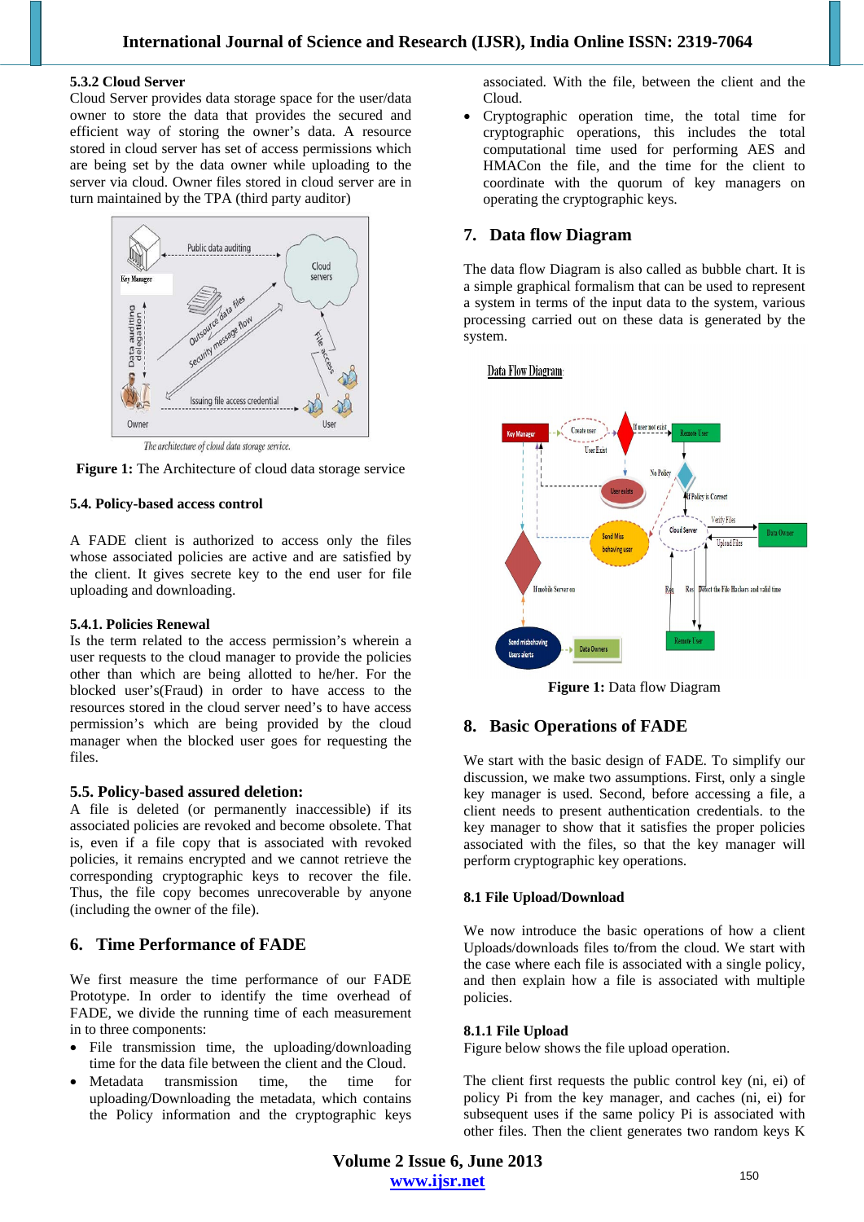#### 5.3.2 Cloud Server

Cloud Server provides data storage space for the user/data owner to store the data that provides the secured and efficient way of storing the owner's data. A resource stored in cloud server has set of access permissions which are being set by the data owner while uploading to the server via cloud. Owner files stored in cloud server are in turn maintained by the TPA (third party auditor)

The architecture of cloud data storage service.

**Figure 1:** The Architecture of cloud data storage service

### 5.4. Policy-based access control

A FADE client is authorized to access only the files whose associated policies are active and are satisfied by the client. It gives secrete key to the end user for file uploading and downloading.

#### 5.4.1. Policies Renewal

Is the term related to the access permission's wherein a user requests to the cloud manager to provide the policies other than which are being allotted to he/her. For the blocked user's(Fraud) in order to have access to the resources stored in the cloud server need's to have access permission's which are being provided by the cloud manager when the blocked user goes for requesting the files.

### 5.5. Policy-based assured deletion:

A file is deleted (or permanently inaccessible) if its associated policies are revoked and become obsolete. That is, even if a file copy that is associated with revoked policies, it remains encrypted and we cannot retrieve the corresponding cryptographic keys to recover the file. Thus, the file copy becomes unrecoverable by anyone (including the owner of the file).

## 6. Time Performance of FADE

We first measure the time performance of our FADE Prototype. In order to identify the time overhead of FADE, we divide the running time of each measurement in to three components:

- File transmission time, the uploading/downloading time for the data file between the client and the Cloud.
- Metadata transmission time, the time for uploading/Downloading the metadata, which contains the Policy information and the cryptographic keys associated. With the file, between the client and the Cloud.
- Cryptographic operation time, the total time for cryptographic operations, this includes the total computational time used for performing AES and HMACon the file, and the time for the client to coordinate with the quorum of key managers on operating the cryptographic keys.

## 7. Data flow Diagram

The data flow Diagram is also called as bubble chart. It is a simple graphical formalism that can be used to represent a system in terms of the input data to the system, various processing carried out on these data is generated by the system.

**Figure 1:** Data flow Diagram

## 8. Basic Operations of FADE

We start with the basic design of FADE. To simplify our discussion, we make two assumptions. First, only a single key manager is used. Second, before accessing a file, a client needs to present authentication credentials. to the key manager to show that it satisfies the proper policies associated with the files, so that the key manager will perform cryptographic key operations.

### 8.1 File Upload/Download

We now introduce the basic operations of how a client Uploads/downloads files to/from the cloud. We start with the case where each file is associated with a single policy, and then explain how a file is associated with multiple policies.

#### 8.1.1 File Upload

Figure below shows the file upload operation.

The client first requests the public control key (ni, ei) of policy Pi from the key manager, and caches (ni, ei) for subsequent uses if the same policy Pi is associated with other files. Then the client generates two random keys K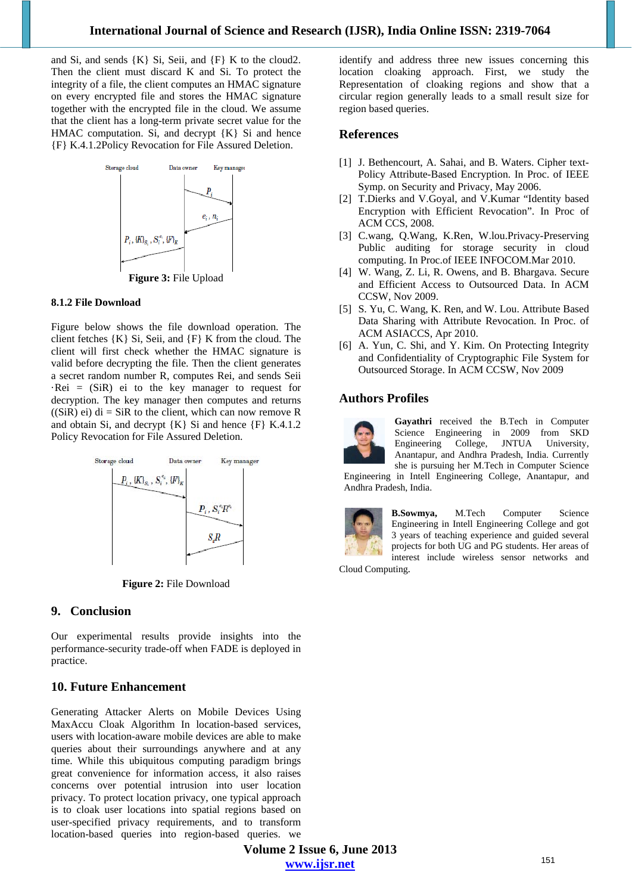and Si, and sends {K} Si, Seii, and {F} K to the cloud2. Then the client must discard K and Si. To protect the integrity of a file, the client computes an HMAC signature on every encrypted file and stores the HMAC signature together with the encrypted file in the cloud. We assume that the client has a long-term private secret value for the HMAC computation. Si, and decrypt {K} Si and hence {F} K.4.1.2Policy Revocation for File Assured Deletion.

Storage cloud

Data owner

Key manager

$P_i$

$e_i, n_i$

$P_i, \{K\}_{S_i}, S_i^{e_i}, \{F\}_K$

**Figure 3:** File Upload

### 8.1.2 File Download

Figure below shows the file download operation. The client fetches {K} Si, Seii, and {F} K from the cloud. The client will first check whether the HMAC signature is valid before decrypting the file. Then the client generates a secret random number R, computes Rei, and sends Seii ·Rei = (SiR) ei to the key manager to request for decryption. The key manager then computes and returns ((SiR) ei) di = SiR to the client, which can now remove R and obtain Si, and decrypt {K} Si and hence {F} K.4.1.2 Policy Revocation for File Assured Deletion.

Storage cloud

Data owner

Key manager

$P_i, \{K\}_{S_i}, S_i^{e_i}, \{F\}_K$

$P_i, S_i^{e_i}R^{e_i}$

$S_iR$

**Figure 2:** File Download

## 9. Conclusion

Our experimental results provide insights into the performance-security trade-off when FADE is deployed in practice.

## 10. Future Enhancement

Generating Attacker Alerts on Mobile Devices Using MaxAccu Cloak Algorithm In location-based services, users with location-aware mobile devices are able to make queries about their surroundings anywhere and at any time. While this ubiquitous computing paradigm brings great convenience for information access, it also raises concerns over potential intrusion into user location privacy. To protect location privacy, one typical approach is to cloak user locations into spatial regions based on user-specified privacy requirements, and to transform location-based queries into region-based queries. we identify and address three new issues concerning this location cloaking approach. First, we study the Representation of cloaking regions and show that a circular region generally leads to a small result size for region based queries.

## References

[1] J. Bethencourt, A. Sahai, and B. Waters. Cipher text-Policy Attribute-Based Encryption. In Proc. of IEEE Symp. on Security and Privacy, May 2006.

[2] T.Dierks and V.Goyal, and V.Kumar "Identity based Encryption with Efficient Revocation". In Proc of ACM CCS, 2008.

[3] C.wang, Q.Wang, K.Ren, W.lou.Privacy-Preserving Public auditing for storage security in cloud computing. In Proc.of IEEE INFOCOM.Mar 2010.

[4] W. Wang, Z. Li, R. Owens, and B. Bhargava. Secure and Efficient Access to Outsourced Data. In ACM CCSW, Nov 2009.

[5] S. Yu, C. Wang, K. Ren, and W. Lou. Attribute Based Data Sharing with Attribute Revocation. In Proc. of ACM ASIACCS, Apr 2010.

[6] A. Yun, C. Shi, and Y. Kim. On Protecting Integrity and Confidentiality of Cryptographic File System for Outsourced Storage. In ACM CCSW, Nov 2009

## Authors Profiles

**Gayathri** received the B.Tech in Computer Science Engineering in 2009 from SKD Engineering College, JNTUA University, Anantapur, and Andhra Pradesh, India. Currently she is pursuing her M.Tech in Computer Science Engineering in Intell Engineering College, Anantapur, and Andhra Pradesh, India.

**B.Sowmya,** M.Tech Computer Science Engineering in Intell Engineering College and got 3 years of teaching experience and guided several projects for both UG and PG students. Her areas of interest include wireless sensor networks and Cloud Computing.